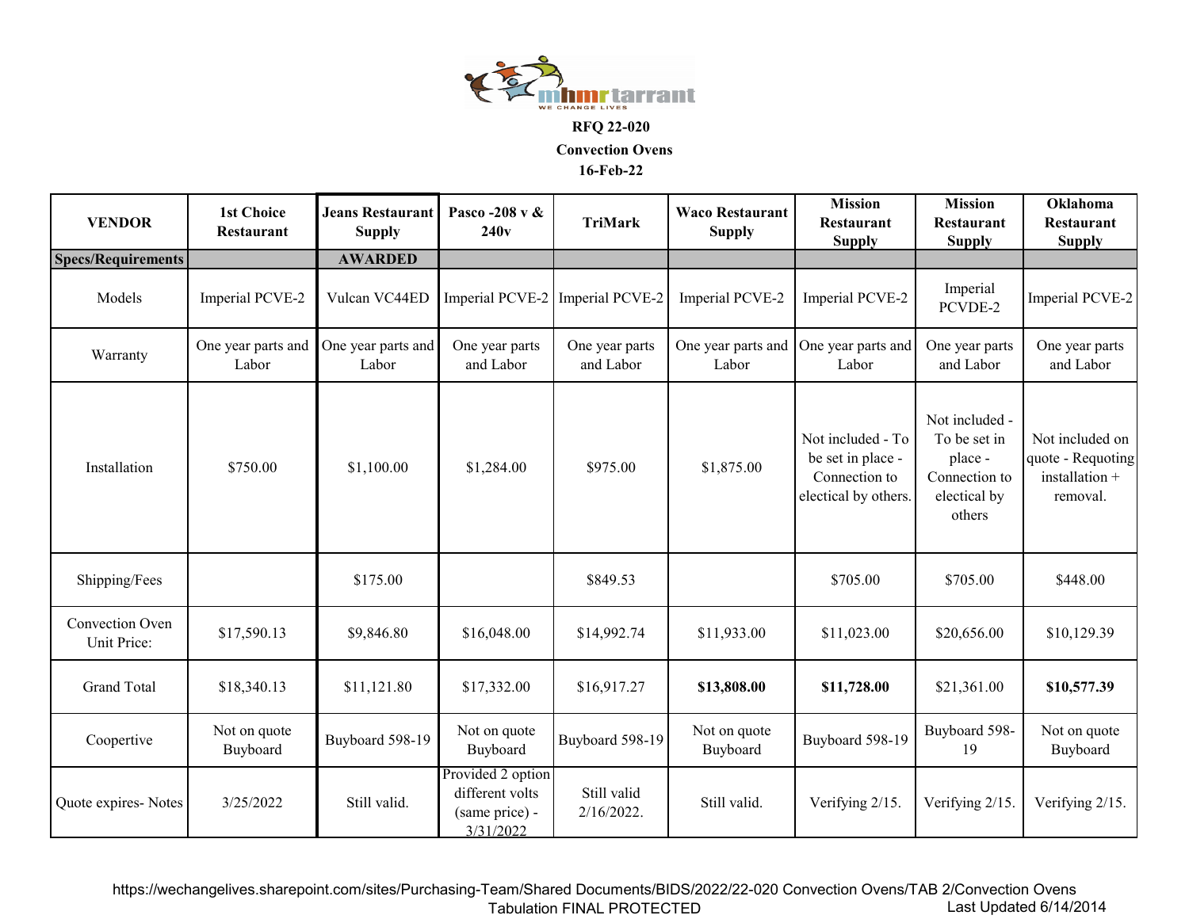**RFQ 22-020**

**Convection Ovens**

**16-Feb-22**

| VENDOR | 1st Choice Restaurant | Jeans Restaurant Supply | Pasco -208 v & 240v | TriMark | Waco Restaurant Supply | Mission Restaurant Supply | Mission Restaurant Supply | Oklahoma Restaurant Supply |
|---|---|---|---|---|---|---|---|---|
| **Specs/Requirements** | | **AWARDED** | | | | | | |
| Models | Imperial PCVE-2 | Vulcan VC44ED | Imperial PCVE-2 | Imperial PCVE-2 | Imperial PCVE-2 | Imperial PCVE-2 | Imperial PCVDE-2 | Imperial PCVE-2 |
| Warranty | One year parts and Labor | One year parts and Labor | One year parts and Labor | One year parts and Labor | One year parts and Labor | One year parts and Labor | One year parts and Labor | One year parts and Labor |
| Installation | $750.00 | $1,100.00 | $1,284.00 | $975.00 | $1,875.00 | Not included - To be set in place - Connection to electrical by others. | Not included - To be set in place - Connection to electrical by others | Not included on quote - Requoting installation + removal. |
| Shipping/Fees | | $175.00 | | $849.53 | | $705.00 | $705.00 | $448.00 |
| Convection Oven Unit Price: | $17,590.13 | $9,846.80 | $16,048.00 | $14,992.74 | $11,933.00 | $11,023.00 | $20,656.00 | $10,129.39 |
| Grand Total | $18,340.13 | $11,121.80 | $17,332.00 | $16,917.27 | **$13,808.00** | **$11,728.00** | $21,361.00 | **$10,577.39** |
| Coopertive | Not on quote Buyboard | Buyboard 598-19 | Not on quote Buyboard | Buyboard 598-19 | Not on quote Buyboard | Buyboard 598-19 | Buyboard 598-19 | Not on quote Buyboard |
| Quote expires- Notes | 3/25/2022 | Still valid. | Provided 2 option different volts (same price) - 3/31/2022 | Still valid 2/16/2022. | Still valid. | Verifying 2/15. | Verifying 2/15. | Verifying 2/15. |

https://wechangelives.sharepoint.com/sites/Purchasing-Team/Shared Documents/BIDS/2022/22-020 Convection Ovens/TAB 2/Convection Ovens Tabulation FINAL PROTECTED

Last Updated 6/14/2014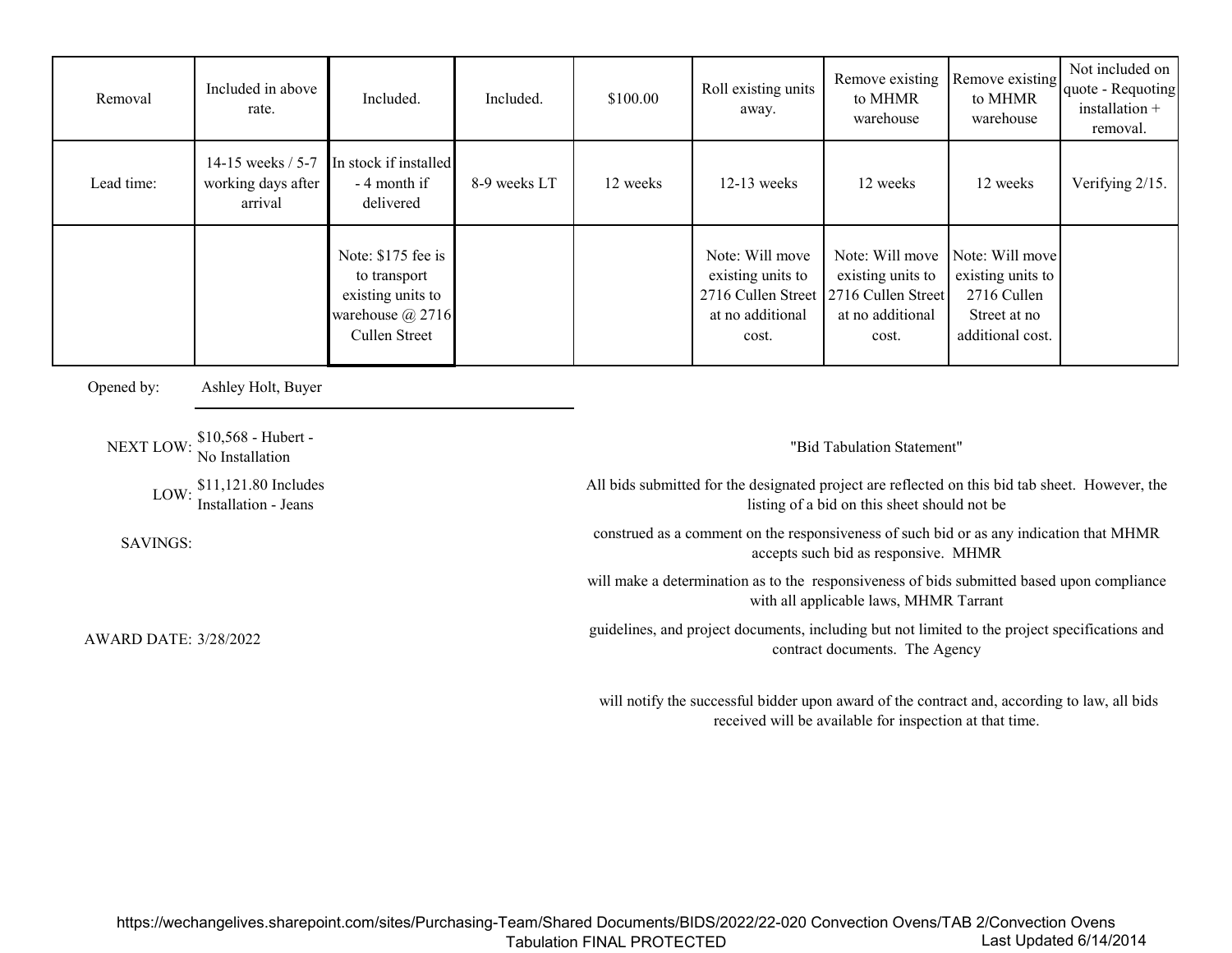| | | | | | | | | |
|---|---|---|---|---|---|---|---|---|
| Removal | Included in above rate. | Included. | Included. | $100.00 | Roll existing units away. | Remove existing to MHMR warehouse | Remove existing to MHMR warehouse | Not included on quote - Requoting installation + removal. |
| Lead time: | 14-15 weeks / 5-7 working days after arrival | In stock if installed - 4 month if delivered | 8-9 weeks LT | 12 weeks | 12-13 weeks | 12 weeks | 12 weeks | Verifying 2/15. |
| | | Note: $175 fee is to transport existing units to warehouse @ 2716 Cullen Street | | | Note: Will move existing units to 2716 Cullen Street at no additional cost. | Note: Will move existing units to 2716 Cullen Street at no additional cost. | Note: Will move existing units to 2716 Cullen Street at no additional cost. | |

Opened by: Ashley Holt, Buyer

NEXT LOW: $10,568 - Hubert - No Installation

LOW: $11,121.80 Includes Installation - Jeans

SAVINGS:

AWARD DATE: 3/28/2022

"Bid Tabulation Statement"

All bids submitted for the designated project are reflected on this bid tab sheet. However, the listing of a bid on this sheet should not be construed as a comment on the responsiveness of such bid or as any indication that MHMR accepts such bid as responsive. MHMR will make a determination as to the responsiveness of bids submitted based upon compliance with all applicable laws, MHMR Tarrant guidelines, and project documents, including but not limited to the project specifications and contract documents. The Agency will notify the successful bidder upon award of the contract and, according to law, all bids received will be available for inspection at that time.

https://wechangelives.sharepoint.com/sites/Purchasing-Team/Shared Documents/BIDS/2022/22-020 Convection Ovens/TAB 2/Convection Ovens Tabulation FINAL PROTECTED

Last Updated 6/14/2014